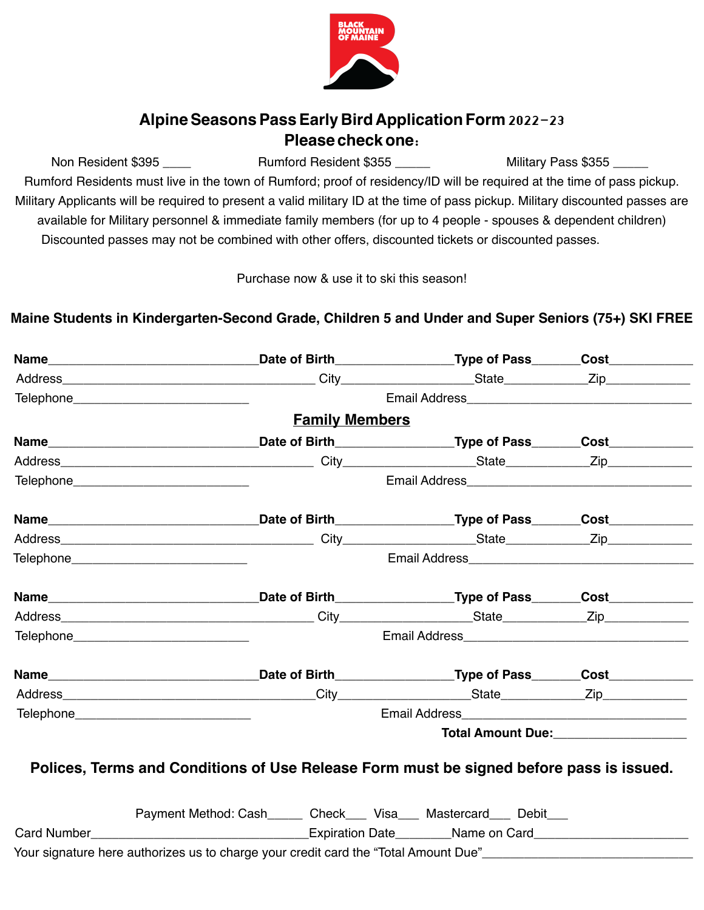# Alpine Seasons Pass Early Bird Application Form 2022-23

## Please check one:

Non Resident $395 ____ Rumford Resident $355 _____ Military Pass $355 _____

Rumford Residents must live in the town of Rumford; proof of residency/ID will be required at the time of pass pickup. Military Applicants will be required to present a valid military ID at the time of pass pickup. Military discounted passes are available for Military personnel & immediate family members (for up to 4 people - spouses & dependent children) Discounted passes may not be combined with other offers, discounted tickets or discounted passes.

Purchase now & use it to ski this season!

**Maine Students in Kindergarten-Second Grade, Children 5 and Under and Super Seniors (75+) SKI FREE**

**Name**______________________________**Date of Birth**________________**Type of Pass**_______**Cost**____________
Address____________________________________ City__________________State____________Zip____________
Telephone_________________________ Email Address________________________________

**Family Members**

**Name**______________________________**Date of Birth**________________**Type of Pass**_______**Cost**____________
Address____________________________________ City__________________State____________Zip____________
Telephone_________________________ Email Address________________________________

**Name**______________________________**Date of Birth**________________**Type of Pass**_______**Cost**____________
Address____________________________________ City__________________State____________Zip____________
Telephone_________________________ Email Address________________________________

**Name**______________________________**Date of Birth**________________**Type of Pass**_______**Cost**____________
Address____________________________________ City__________________State____________Zip____________
Telephone_________________________ Email Address________________________________

**Name**______________________________**Date of Birth**________________**Type of Pass**_______**Cost**____________
Address____________________________________City__________________State_____________Zip____________
Telephone_________________________ Email Address________________________________

**Total Amount Due:**__________________

**Polices, Terms and Conditions of Use Release Form must be signed before pass is issued.**

Payment Method: Cash_____ Check___ Visa___ Mastercard___ Debit___
Card Number______________________________Expiration Date________Name on Card_____________________
Your signature here authorizes us to charge your credit card the "Total Amount Due"____________________________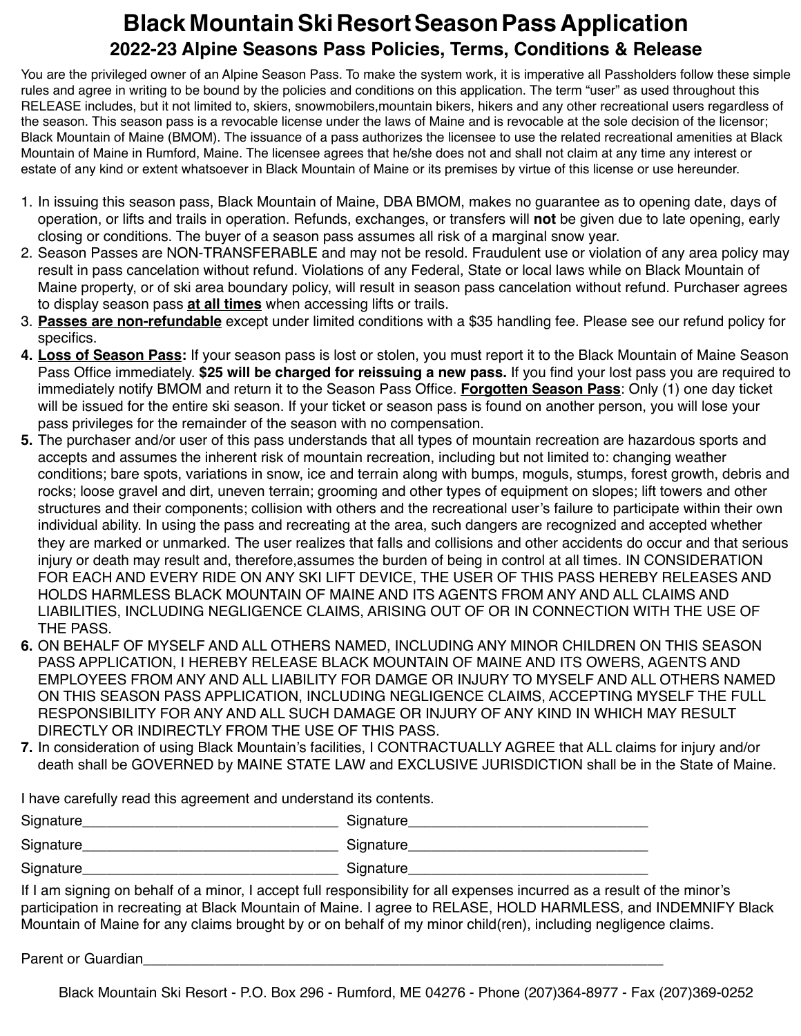# Black Mountain Ski Resort Season Pass Application

## 2022-23 Alpine Seasons Pass Policies, Terms, Conditions & Release

You are the privileged owner of an Alpine Season Pass. To make the system work, it is imperative all Passholders follow these simple rules and agree in writing to be bound by the policies and conditions on this application. The term "user" as used throughout this RELEASE includes, but it not limited to, skiers, snowmobilers,mountain bikers, hikers and any other recreational users regardless of the season. This season pass is a revocable license under the laws of Maine and is revocable at the sole decision of the licensor; Black Mountain of Maine (BMOM). The issuance of a pass authorizes the licensee to use the related recreational amenities at Black Mountain of Maine in Rumford, Maine. The licensee agrees that he/she does not and shall not claim at any time any interest or estate of any kind or extent whatsoever in Black Mountain of Maine or its premises by virtue of this license or use hereunder.

1. In issuing this season pass, Black Mountain of Maine, DBA BMOM, makes no guarantee as to opening date, days of operation, or lifts and trails in operation. Refunds, exchanges, or transfers will **not** be given due to late opening, early closing or conditions. The buyer of a season pass assumes all risk of a marginal snow year.
2. Season Passes are NON-TRANSFERABLE and may not be resold. Fraudulent use or violation of any area policy may result in pass cancelation without refund. Violations of any Federal, State or local laws while on Black Mountain of Maine property, or of ski area boundary policy, will result in season pass cancelation without refund. Purchaser agrees to display season pass **<u>at all times</u>** when accessing lifts or trails.
3. **<u>Passes are non-refundable</u>** except under limited conditions with a $35 handling fee. Please see our refund policy for specifics.
4. **<u>Loss of Season Pass</u>:** If your season pass is lost or stolen, you must report it to the Black Mountain of Maine Season Pass Office immediately. **$25 will be charged for reissuing a new pass.** If you find your lost pass you are required to immediately notify BMOM and return it to the Season Pass Office. **<u>Forgotten Season Pass</u>**: Only (1) one day ticket will be issued for the entire ski season. If your ticket or season pass is found on another person, you will lose your pass privileges for the remainder of the season with no compensation.
5. The purchaser and/or user of this pass understands that all types of mountain recreation are hazardous sports and accepts and assumes the inherent risk of mountain recreation, including but not limited to: changing weather conditions; bare spots, variations in snow, ice and terrain along with bumps, moguls, stumps, forest growth, debris and rocks; loose gravel and dirt, uneven terrain; grooming and other types of equipment on slopes; lift towers and other structures and their components; collision with others and the recreational user's failure to participate within their own individual ability. In using the pass and recreating at the area, such dangers are recognized and accepted whether they are marked or unmarked. The user realizes that falls and collisions and other accidents do occur and that serious injury or death may result and, therefore,assumes the burden of being in control at all times. IN CONSIDERATION FOR EACH AND EVERY RIDE ON ANY SKI LIFT DEVICE, THE USER OF THIS PASS HEREBY RELEASES AND HOLDS HARMLESS BLACK MOUNTAIN OF MAINE AND ITS AGENTS FROM ANY AND ALL CLAIMS AND LIABILITIES, INCLUDING NEGLIGENCE CLAIMS, ARISING OUT OF OR IN CONNECTION WITH THE USE OF THE PASS.
6. ON BEHALF OF MYSELF AND ALL OTHERS NAMED, INCLUDING ANY MINOR CHILDREN ON THIS SEASON PASS APPLICATION, I HEREBY RELEASE BLACK MOUNTAIN OF MAINE AND ITS OWERS, AGENTS AND EMPLOYEES FROM ANY AND ALL LIABILITY FOR DAMGE OR INJURY TO MYSELF AND ALL OTHERS NAMED ON THIS SEASON PASS APPLICATION, INCLUDING NEGLIGENCE CLAIMS, ACCEPTING MYSELF THE FULL RESPONSIBILITY FOR ANY AND ALL SUCH DAMAGE OR INJURY OF ANY KIND IN WHICH MAY RESULT DIRECTLY OR INDIRECTLY FROM THE USE OF THIS PASS.
7. In consideration of using Black Mountain's facilities, I CONTRACTUALLY AGREE that ALL claims for injury and/or death shall be GOVERNED by MAINE STATE LAW and EXCLUSIVE JURISDICTION shall be in the State of Maine.

I have carefully read this agreement and understand its contents.

Signature________________________________ Signature_______________________________

Signature________________________________ Signature_______________________________

Signature________________________________ Signature_______________________________

If I am signing on behalf of a minor, I accept full responsibility for all expenses incurred as a result of the minor's participation in recreating at Black Mountain of Maine. I agree to RELASE, HOLD HARMLESS, and INDEMNIFY Black Mountain of Maine for any claims brought by or on behalf of my minor child(ren), including negligence claims.

Parent or Guardian____________________________________________________________________

Black Mountain Ski Resort - P.O. Box 296 - Rumford, ME 04276 - Phone (207)364-8977 - Fax (207)369-0252